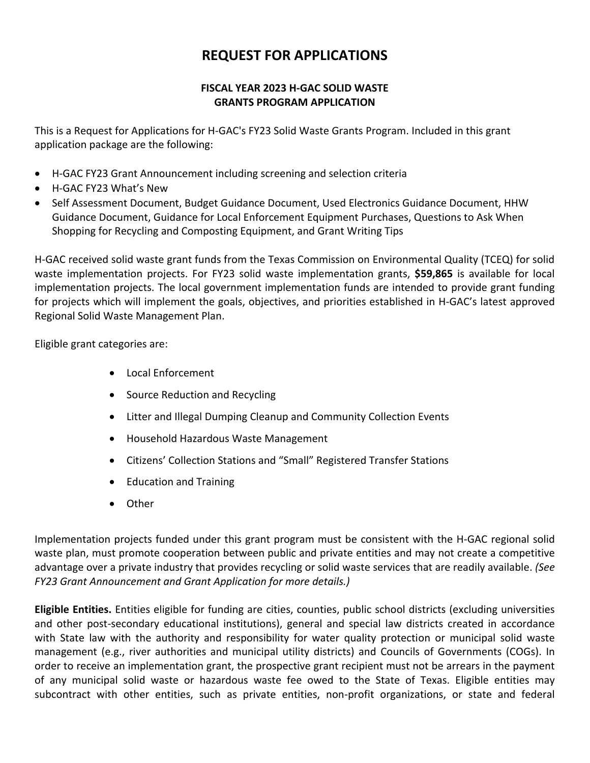# REQUEST FOR APPLICATIONS

## FISCAL YEAR 2023 H-GAC SOLID WASTE GRANTS PROGRAM APPLICATION

This is a Request for Applications for H-GAC's FY23 Solid Waste Grants Program. Included in this grant application package are the following:

- H-GAC FY23 Grant Announcement including screening and selection criteria
- H-GAC FY23 What's New
- Self Assessment Document, Budget Guidance Document, Used Electronics Guidance Document, HHW Guidance Document, Guidance for Local Enforcement Equipment Purchases, Questions to Ask When Shopping for Recycling and Composting Equipment, and Grant Writing Tips

H-GAC received solid waste grant funds from the Texas Commission on Environmental Quality (TCEQ) for solid waste implementation projects. For FY23 solid waste implementation grants, **$59,865** is available for local implementation projects. The local government implementation funds are intended to provide grant funding for projects which will implement the goals, objectives, and priorities established in H-GAC's latest approved Regional Solid Waste Management Plan.

Eligible grant categories are:

- Local Enforcement
- Source Reduction and Recycling
- Litter and Illegal Dumping Cleanup and Community Collection Events
- Household Hazardous Waste Management
- Citizens' Collection Stations and "Small" Registered Transfer Stations
- Education and Training
- Other

Implementation projects funded under this grant program must be consistent with the H-GAC regional solid waste plan, must promote cooperation between public and private entities and may not create a competitive advantage over a private industry that provides recycling or solid waste services that are readily available. *(See FY23 Grant Announcement and Grant Application for more details.)*

**Eligible Entities.** Entities eligible for funding are cities, counties, public school districts (excluding universities and other post-secondary educational institutions), general and special law districts created in accordance with State law with the authority and responsibility for water quality protection or municipal solid waste management (e.g., river authorities and municipal utility districts) and Councils of Governments (COGs). In order to receive an implementation grant, the prospective grant recipient must not be arrears in the payment of any municipal solid waste or hazardous waste fee owed to the State of Texas. Eligible entities may subcontract with other entities, such as private entities, non-profit organizations, or state and federal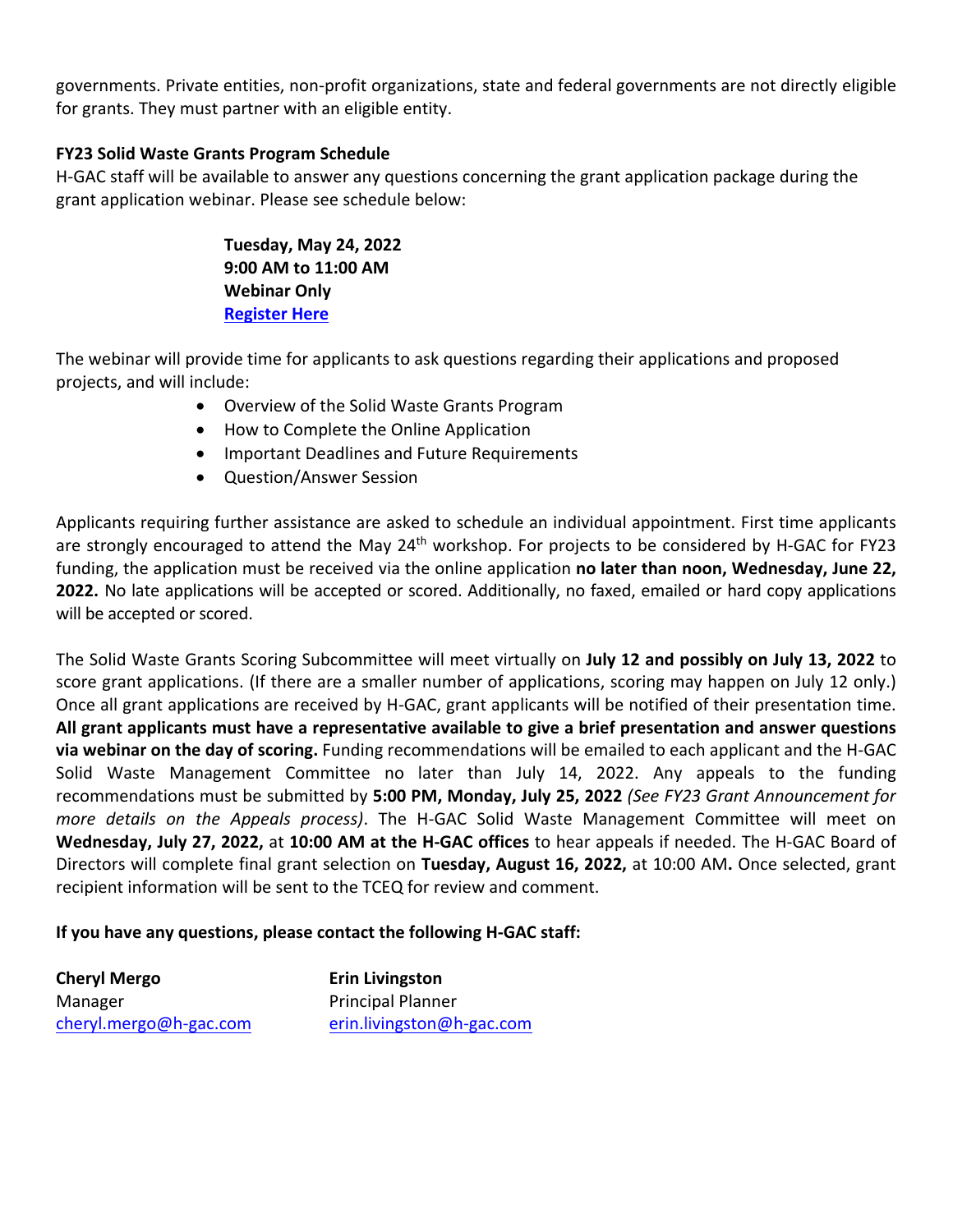governments. Private entities, non-profit organizations, state and federal governments are not directly eligible for grants. They must partner with an eligible entity.

**FY23 Solid Waste Grants Program Schedule**

H-GAC staff will be available to answer any questions concerning the grant application package during the grant application webinar. Please see schedule below:

**Tuesday, May 24, 2022**
**9:00 AM to 11:00 AM**
**Webinar Only**
**Register Here**

The webinar will provide time for applicants to ask questions regarding their applications and proposed projects, and will include:

- Overview of the Solid Waste Grants Program
- How to Complete the Online Application
- Important Deadlines and Future Requirements
- Question/Answer Session

Applicants requiring further assistance are asked to schedule an individual appointment. First time applicants are strongly encouraged to attend the May 24th workshop. For projects to be considered by H-GAC for FY23 funding, the application must be received via the online application **no later than noon, Wednesday, June 22, 2022.** No late applications will be accepted or scored. Additionally, no faxed, emailed or hard copy applications will be accepted or scored.

The Solid Waste Grants Scoring Subcommittee will meet virtually on **July 12 and possibly on July 13, 2022** to score grant applications. (If there are a smaller number of applications, scoring may happen on July 12 only.) Once all grant applications are received by H-GAC, grant applicants will be notified of their presentation time. **All grant applicants must have a representative available to give a brief presentation and answer questions via webinar on the day of scoring.** Funding recommendations will be emailed to each applicant and the H-GAC Solid Waste Management Committee no later than July 14, 2022. Any appeals to the funding recommendations must be submitted by **5:00 PM, Monday, July 25, 2022** *(See FY23 Grant Announcement for more details on the Appeals process)*. The H-GAC Solid Waste Management Committee will meet on **Wednesday, July 27, 2022,** at **10:00 AM at the H-GAC offices** to hear appeals if needed. The H-GAC Board of Directors will complete final grant selection on **Tuesday, August 16, 2022,** at 10:00 AM**.** Once selected, grant recipient information will be sent to the TCEQ for review and comment.

**If you have any questions, please contact the following H-GAC staff:**

**Cheryl Mergo**
Manager
cheryl.mergo@h-gac.com

**Erin Livingston**
Principal Planner
erin.livingston@h-gac.com